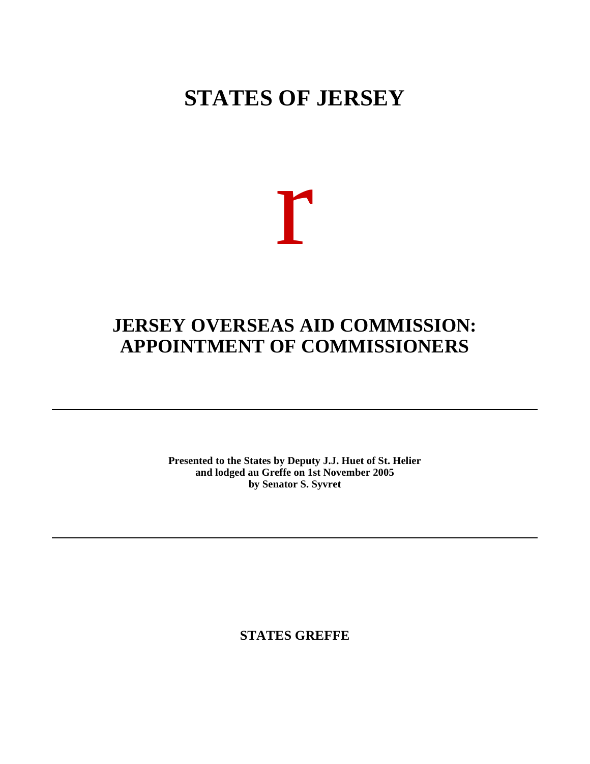# STATES OF JERSEY

r

## JERSEY OVERSEAS AID COMMISSION: APPOINTMENT OF COMMISSIONERS

---

**Presented to the States by Deputy J.J. Huet of St. Helier**
**and lodged au Greffe on 1st November 2005**
**by Senator S. Syvret**

---

**STATES GREFFE**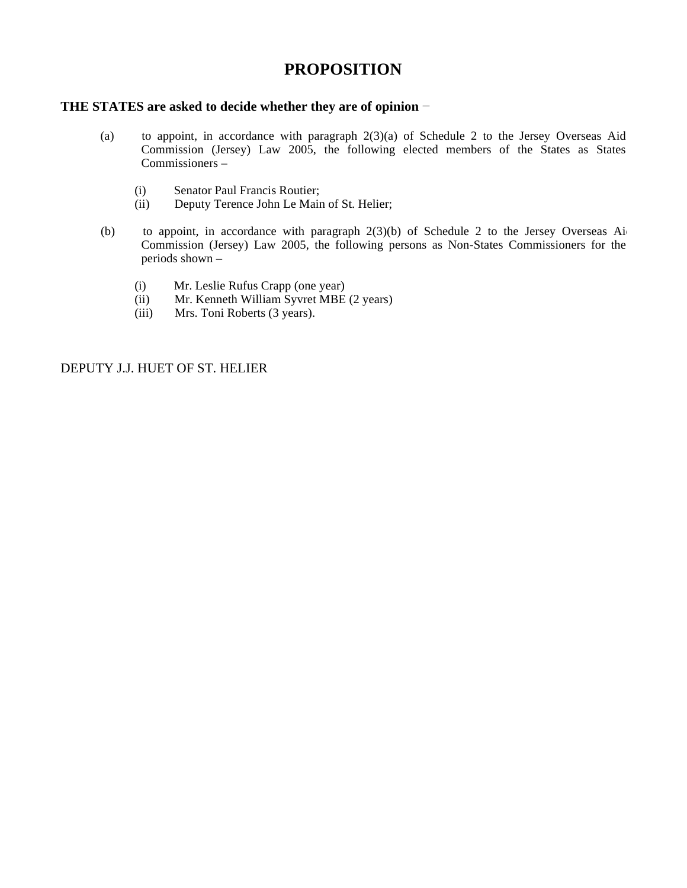# PROPOSITION

**THE STATES are asked to decide whether they are of opinion** −

(a) to appoint, in accordance with paragraph 2(3)(a) of Schedule 2 to the Jersey Overseas Aid Commission (Jersey) Law 2005, the following elected members of the States as States Commissioners –

- (i) Senator Paul Francis Routier;
- (ii) Deputy Terence John Le Main of St. Helier;

(b) to appoint, in accordance with paragraph 2(3)(b) of Schedule 2 to the Jersey Overseas Aid Commission (Jersey) Law 2005, the following persons as Non-States Commissioners for the periods shown –

- (i) Mr. Leslie Rufus Crapp (one year)
- (ii) Mr. Kenneth William Syvret MBE (2 years)
- (iii) Mrs. Toni Roberts (3 years).

DEPUTY J.J. HUET OF ST. HELIER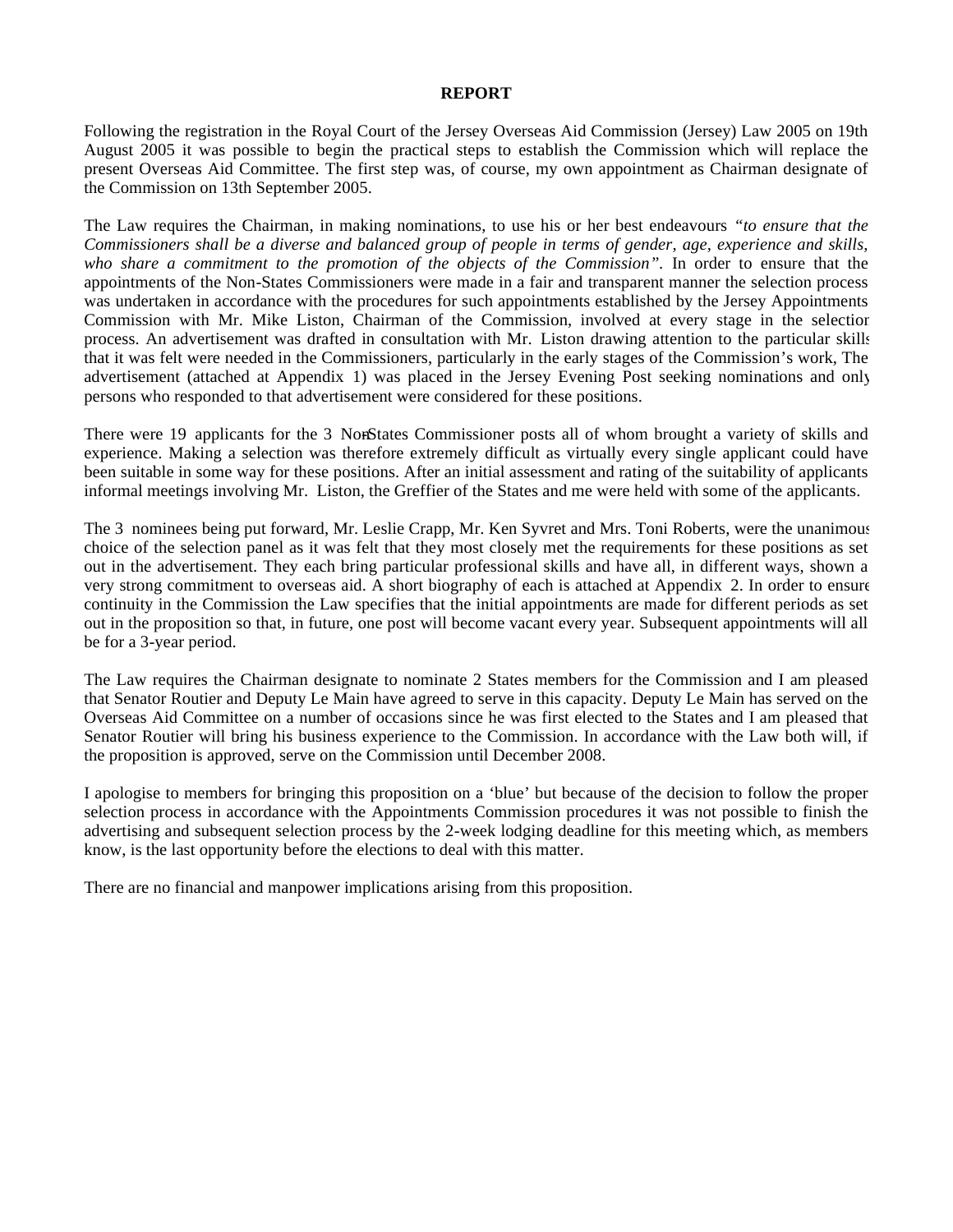**REPORT**

Following the registration in the Royal Court of the Jersey Overseas Aid Commission (Jersey) Law 2005 on 19th August 2005 it was possible to begin the practical steps to establish the Commission which will replace the present Overseas Aid Committee. The first step was, of course, my own appointment as Chairman designate of the Commission on 13th September 2005.

The Law requires the Chairman, in making nominations, to use his or her best endeavours *"to ensure that the Commissioners shall be a diverse and balanced group of people in terms of gender, age, experience and skills, who share a commitment to the promotion of the objects of the Commission"*. In order to ensure that the appointments of the Non-States Commissioners were made in a fair and transparent manner the selection process was undertaken in accordance with the procedures for such appointments established by the Jersey Appointments Commission with Mr. Mike Liston, Chairman of the Commission, involved at every stage in the selection process. An advertisement was drafted in consultation with Mr. Liston drawing attention to the particular skills that it was felt were needed in the Commissioners, particularly in the early stages of the Commission's work, The advertisement (attached at Appendix 1) was placed in the Jersey Evening Post seeking nominations and only persons who responded to that advertisement were considered for these positions.

There were 19 applicants for the 3 Non-States Commissioner posts all of whom brought a variety of skills and experience. Making a selection was therefore extremely difficult as virtually every single applicant could have been suitable in some way for these positions. After an initial assessment and rating of the suitability of applicants informal meetings involving Mr. Liston, the Greffier of the States and me were held with some of the applicants.

The 3 nominees being put forward, Mr. Leslie Crapp, Mr. Ken Syvret and Mrs. Toni Roberts, were the unanimous choice of the selection panel as it was felt that they most closely met the requirements for these positions as set out in the advertisement. They each bring particular professional skills and have all, in different ways, shown a very strong commitment to overseas aid. A short biography of each is attached at Appendix 2. In order to ensure continuity in the Commission the Law specifies that the initial appointments are made for different periods as set out in the proposition so that, in future, one post will become vacant every year. Subsequent appointments will all be for a 3-year period.

The Law requires the Chairman designate to nominate 2 States members for the Commission and I am pleased that Senator Routier and Deputy Le Main have agreed to serve in this capacity. Deputy Le Main has served on the Overseas Aid Committee on a number of occasions since he was first elected to the States and I am pleased that Senator Routier will bring his business experience to the Commission. In accordance with the Law both will, if the proposition is approved, serve on the Commission until December 2008.

I apologise to members for bringing this proposition on a 'blue' but because of the decision to follow the proper selection process in accordance with the Appointments Commission procedures it was not possible to finish the advertising and subsequent selection process by the 2-week lodging deadline for this meeting which, as members know, is the last opportunity before the elections to deal with this matter.

There are no financial and manpower implications arising from this proposition.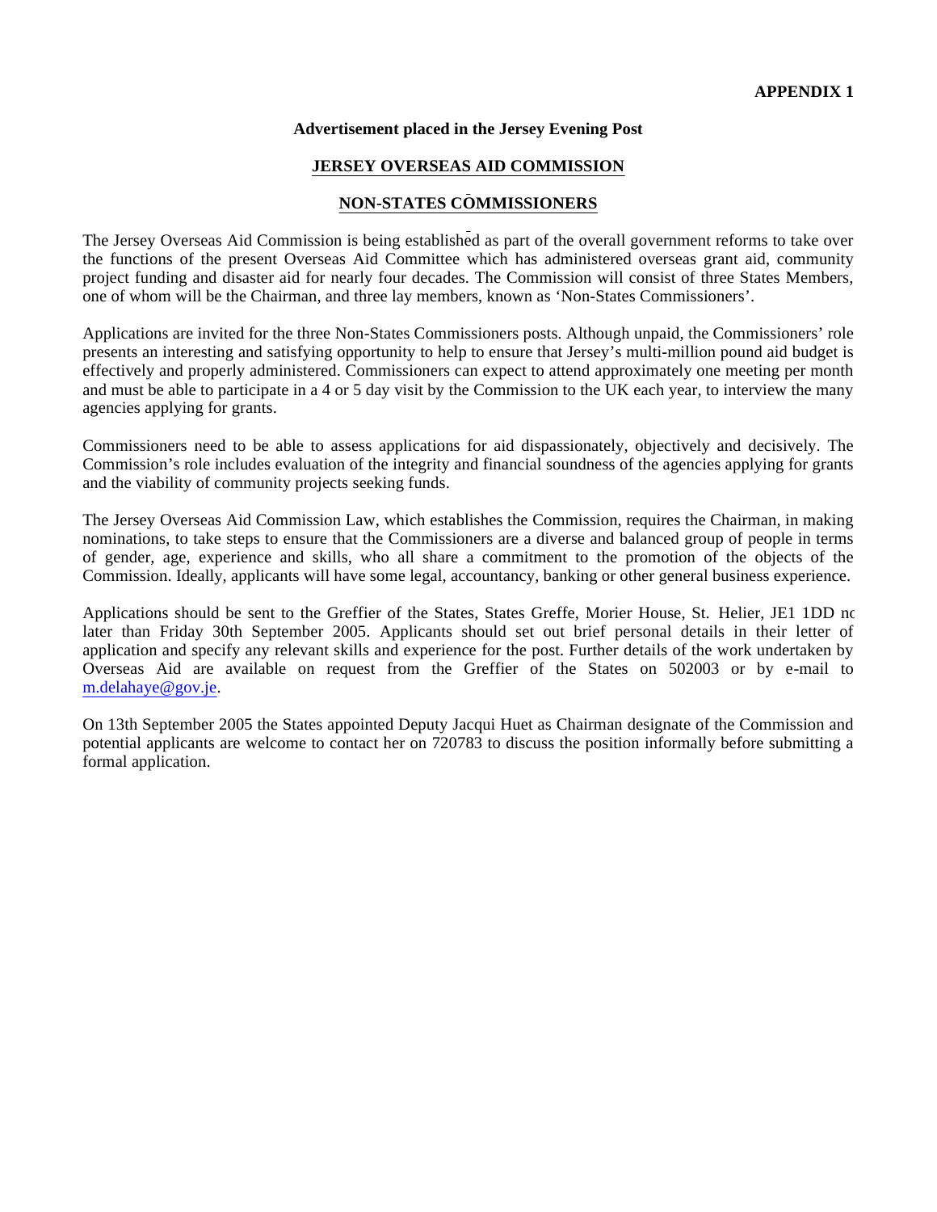**APPENDIX 1**

**Advertisement placed in the Jersey Evening Post**

**JERSEY OVERSEAS AID COMMISSION**

**NON-STATES COMMISSIONERS**

The Jersey Overseas Aid Commission is being established as part of the overall government reforms to take over the functions of the present Overseas Aid Committee which has administered overseas grant aid, community project funding and disaster aid for nearly four decades. The Commission will consist of three States Members, one of whom will be the Chairman, and three lay members, known as 'Non-States Commissioners'.

Applications are invited for the three Non-States Commissioners posts. Although unpaid, the Commissioners' role presents an interesting and satisfying opportunity to help to ensure that Jersey's multi-million pound aid budget is effectively and properly administered. Commissioners can expect to attend approximately one meeting per month and must be able to participate in a 4 or 5 day visit by the Commission to the UK each year, to interview the many agencies applying for grants.

Commissioners need to be able to assess applications for aid dispassionately, objectively and decisively. The Commission's role includes evaluation of the integrity and financial soundness of the agencies applying for grants and the viability of community projects seeking funds.

The Jersey Overseas Aid Commission Law, which establishes the Commission, requires the Chairman, in making nominations, to take steps to ensure that the Commissioners are a diverse and balanced group of people in terms of gender, age, experience and skills, who all share a commitment to the promotion of the objects of the Commission. Ideally, applicants will have some legal, accountancy, banking or other general business experience.

Applications should be sent to the Greffier of the States, States Greffe, Morier House, St. Helier, JE1 1DD no later than Friday 30th September 2005. Applicants should set out brief personal details in their letter of application and specify any relevant skills and experience for the post. Further details of the work undertaken by Overseas Aid are available on request from the Greffier of the States on 502003 or by e-mail to m.delahaye@gov.je.

On 13th September 2005 the States appointed Deputy Jacqui Huet as Chairman designate of the Commission and potential applicants are welcome to contact her on 720783 to discuss the position informally before submitting a formal application.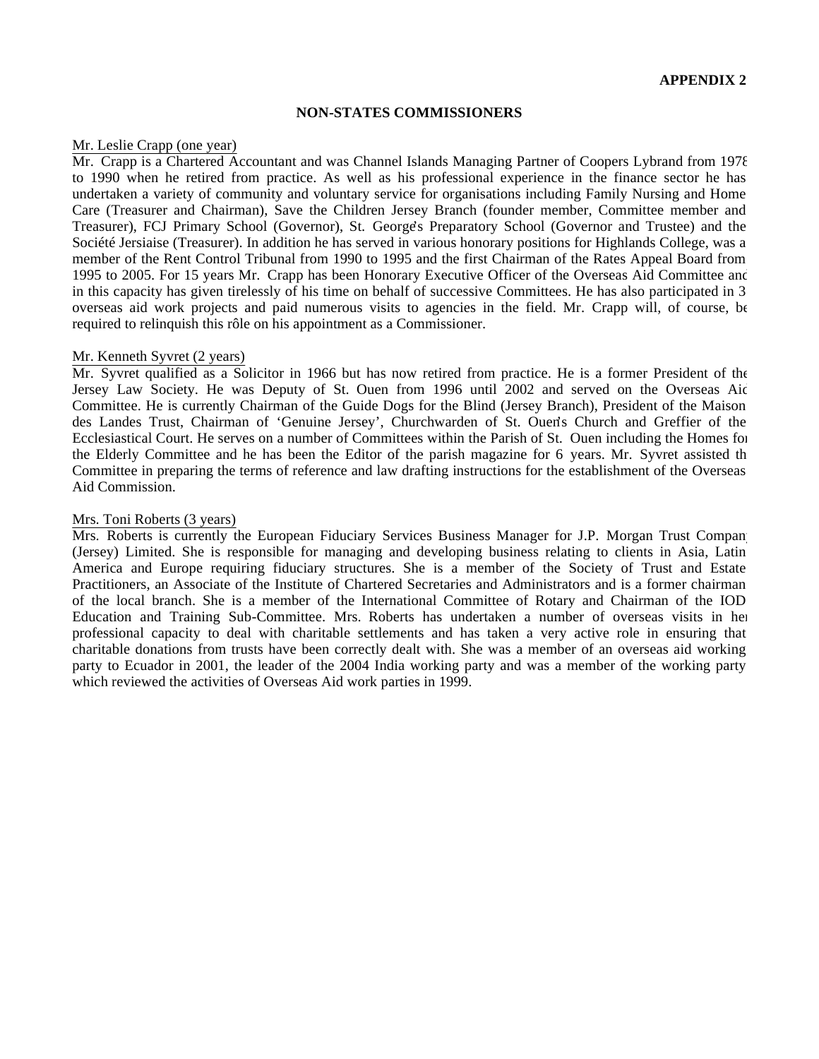**APPENDIX 2**

**NON-STATES COMMISSIONERS**

Mr. Leslie Crapp (one year)

Mr. Crapp is a Chartered Accountant and was Channel Islands Managing Partner of Coopers Lybrand from 1978 to 1990 when he retired from practice. As well as his professional experience in the finance sector he has undertaken a variety of community and voluntary service for organisations including Family Nursing and Home Care (Treasurer and Chairman), Save the Children Jersey Branch (founder member, Committee member and Treasurer), FCJ Primary School (Governor), St. George's Preparatory School (Governor and Trustee) and the Société Jersiaise (Treasurer). In addition he has served in various honorary positions for Highlands College, was a member of the Rent Control Tribunal from 1990 to 1995 and the first Chairman of the Rates Appeal Board from 1995 to 2005. For 15 years Mr. Crapp has been Honorary Executive Officer of the Overseas Aid Committee and in this capacity has given tirelessly of his time on behalf of successive Committees. He has also participated in 3 overseas aid work projects and paid numerous visits to agencies in the field. Mr. Crapp will, of course, be required to relinquish this rôle on his appointment as a Commissioner.

Mr. Kenneth Syvret (2 years)

Mr. Syvret qualified as a Solicitor in 1966 but has now retired from practice. He is a former President of the Jersey Law Society. He was Deputy of St. Ouen from 1996 until 2002 and served on the Overseas Aid Committee. He is currently Chairman of the Guide Dogs for the Blind (Jersey Branch), President of the Maison des Landes Trust, Chairman of 'Genuine Jersey', Churchwarden of St. Ouen's Church and Greffier of the Ecclesiastical Court. He serves on a number of Committees within the Parish of St. Ouen including the Homes for the Elderly Committee and he has been the Editor of the parish magazine for 6 years. Mr. Syvret assisted the Committee in preparing the terms of reference and law drafting instructions for the establishment of the Overseas Aid Commission.

Mrs. Toni Roberts (3 years)

Mrs. Roberts is currently the European Fiduciary Services Business Manager for J.P. Morgan Trust Company (Jersey) Limited. She is responsible for managing and developing business relating to clients in Asia, Latin America and Europe requiring fiduciary structures. She is a member of the Society of Trust and Estate Practitioners, an Associate of the Institute of Chartered Secretaries and Administrators and is a former chairman of the local branch. She is a member of the International Committee of Rotary and Chairman of the IOD Education and Training Sub-Committee. Mrs. Roberts has undertaken a number of overseas visits in her professional capacity to deal with charitable settlements and has taken a very active role in ensuring that charitable donations from trusts have been correctly dealt with. She was a member of an overseas aid working party to Ecuador in 2001, the leader of the 2004 India working party and was a member of the working party which reviewed the activities of Overseas Aid work parties in 1999.